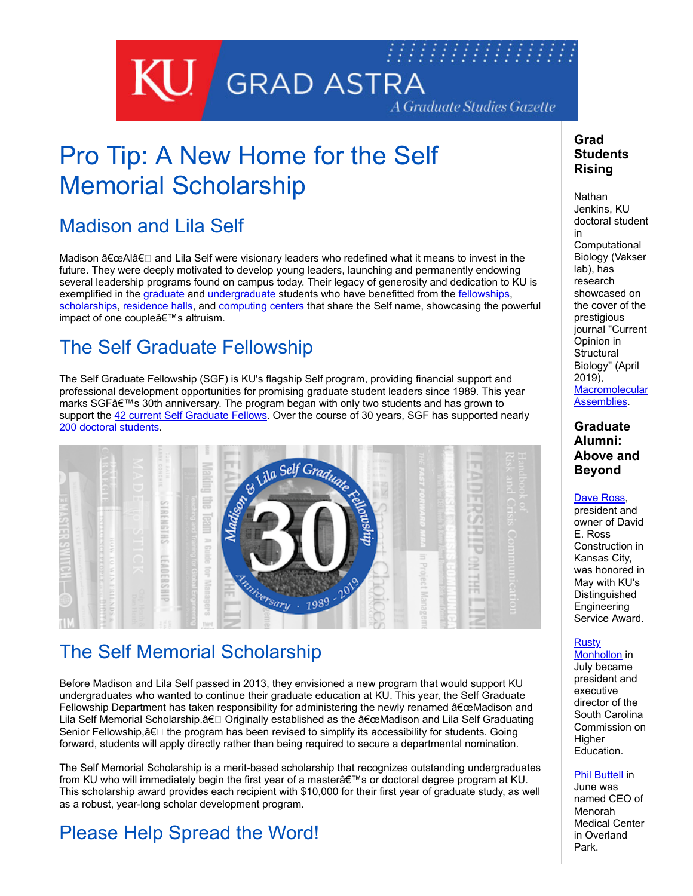# Pro Tip: A New Home for the Self Memorial Scholarship

## Madison and Lila Self

Madison â€œAlâ€ and Lila Self were visionary leaders who redefined what it means to invest in the future. They were deeply motivated to develop young leaders, launching and permanently endowing several leadership programs found on campus today. Their legacy of generosity and dedication to KU is exemplified in the graduate and undergraduate students who have benefitted from the fellowships, scholarships, residence halls, and computing centers that share the Self name, showcasing the powerful impact of one coupleâ€™s altruism.

## The Self Graduate Fellowship

The Self Graduate Fellowship (SGF) is KU's flagship Self program, providing financial support and professional development opportunities for promising graduate student leaders since 1989. This year marks SGFâ€™s 30th anniversary. The program began with only two students and has grown to support the 42 current Self Graduate Fellows. Over the course of 30 years, SGF has supported nearly 200 doctoral students.

## The Self Memorial Scholarship

Before Madison and Lila Self passed in 2013, they envisioned a new program that would support KU undergraduates who wanted to continue their graduate education at KU. This year, the Self Graduate Fellowship Department has taken responsibility for administering the newly renamed â€œMadison and Lila Self Memorial Scholarship.â€ Originally established as the â€œMadison and Lila Self Graduating Senior Fellowship,â€ the program has been revised to simplify its accessibility for students. Going forward, students will apply directly rather than being required to secure a departmental nomination.

The Self Memorial Scholarship is a merit-based scholarship that recognizes outstanding undergraduates from KU who will immediately begin the first year of a masterâ€™s or doctoral degree program at KU. This scholarship award provides each recipient with $10,000 for their first year of graduate study, as well as a robust, year-long scholar development program.

## Please Help Spread the Word!

### Grad Students Rising

Nathan Jenkins, KU doctoral student in Computational Biology (Vakser lab), has research showcased on the cover of the prestigious journal "Current Opinion in Structural Biology" (April 2019), Macromolecular Assemblies.

### Graduate Alumni: Above and Beyond

Dave Ross, president and owner of David E. Ross Construction in Kansas City, was honored in May with KU's Distinguished Engineering Service Award.

Rusty Monhollon in July became president and executive director of the South Carolina Commission on Higher Education.

Phil Buttell in June was named CEO of Menorah Medical Center in Overland Park.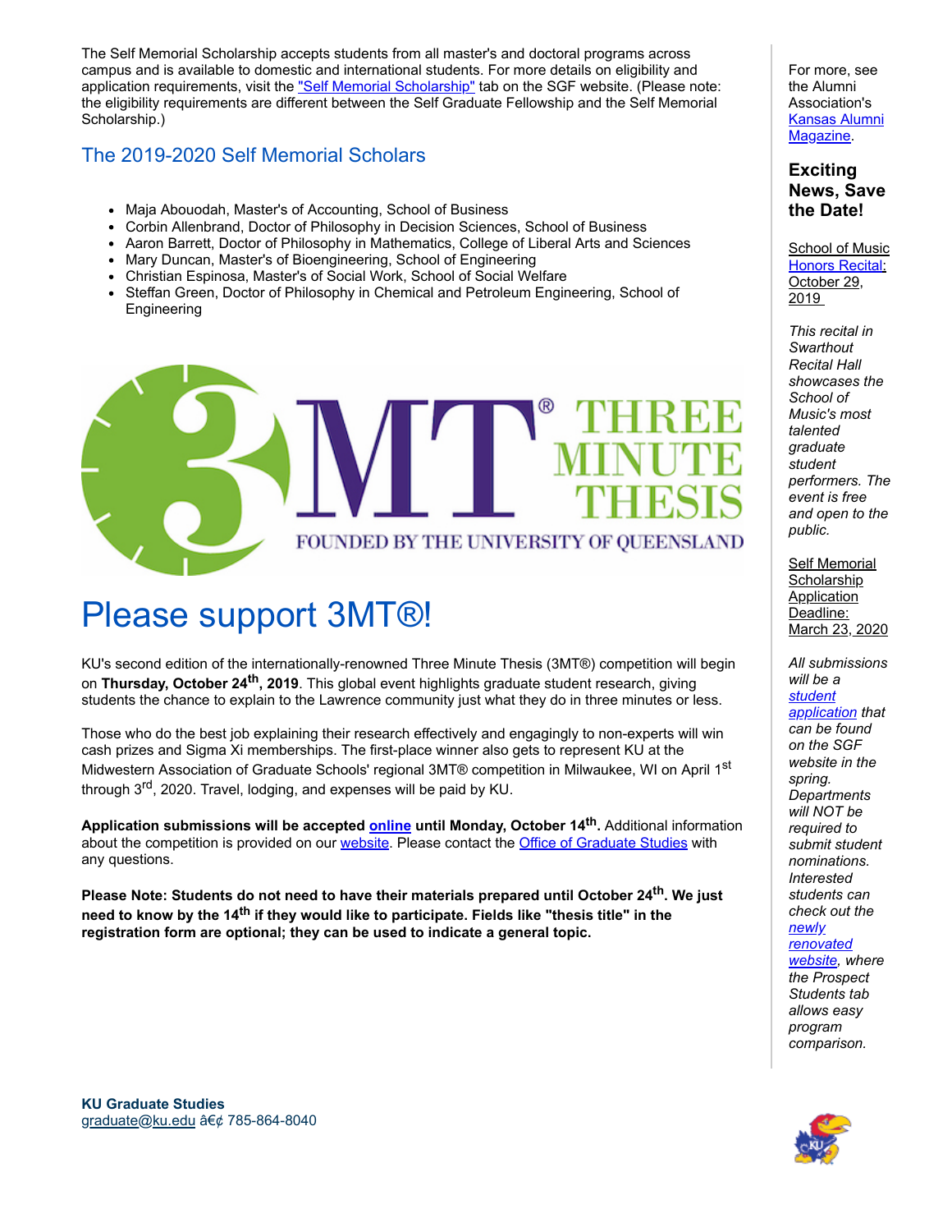The Self Memorial Scholarship accepts students from all master's and doctoral programs across campus and is available to domestic and international students. For more details on eligibility and application requirements, visit the "Self Memorial Scholarship" tab on the SGF website. (Please note: the eligibility requirements are different between the Self Graduate Fellowship and the Self Memorial Scholarship.)

## The 2019-2020 Self Memorial Scholars

- Maja Abouodah, Master's of Accounting, School of Business
- Corbin Allenbrand, Doctor of Philosophy in Decision Sciences, School of Business
- Aaron Barrett, Doctor of Philosophy in Mathematics, College of Liberal Arts and Sciences
- Mary Duncan, Master's of Bioengineering, School of Engineering
- Christian Espinosa, Master's of Social Work, School of Social Welfare
- Steffan Green, Doctor of Philosophy in Chemical and Petroleum Engineering, School of Engineering

3MT® THREE MINUTE THESIS
FOUNDED BY THE UNIVERSITY OF QUEENSLAND

# Please support 3MT®!

KU's second edition of the internationally-renowned Three Minute Thesis (3MT®) competition will begin on **Thursday, October 24th, 2019**. This global event highlights graduate student research, giving students the chance to explain to the Lawrence community just what they do in three minutes or less.

Those who do the best job explaining their research effectively and engagingly to non-experts will win cash prizes and Sigma Xi memberships. The first-place winner also gets to represent KU at the Midwestern Association of Graduate Schools' regional 3MT® competition in Milwaukee, WI on April 1st through 3rd, 2020. Travel, lodging, and expenses will be paid by KU.

**Application submissions will be accepted online until Monday, October 14th.** Additional information about the competition is provided on our website. Please contact the Office of Graduate Studies with any questions.

**Please Note: Students do not need to have their materials prepared until October 24th. We just need to know by the 14th if they would like to participate. Fields like "thesis title" in the registration form are optional; they can be used to indicate a general topic.**

For more, see the Alumni Association's Kansas Alumni Magazine.

### Exciting News, Save the Date!

School of Music Honors Recital: October 29, 2019

*This recital in Swarthout Recital Hall showcases the School of Music's most talented graduate student performers. The event is free and open to the public.*

Self Memorial Scholarship Application Deadline: March 23, 2020

*All submissions will be a student application that can be found on the SGF website in the spring. Departments will NOT be required to submit student nominations. Interested students can check out the newly renovated website, where the Prospect Students tab allows easy program comparison.*

**KU Graduate Studies**
graduate@ku.edu â€¢ 785-864-8040